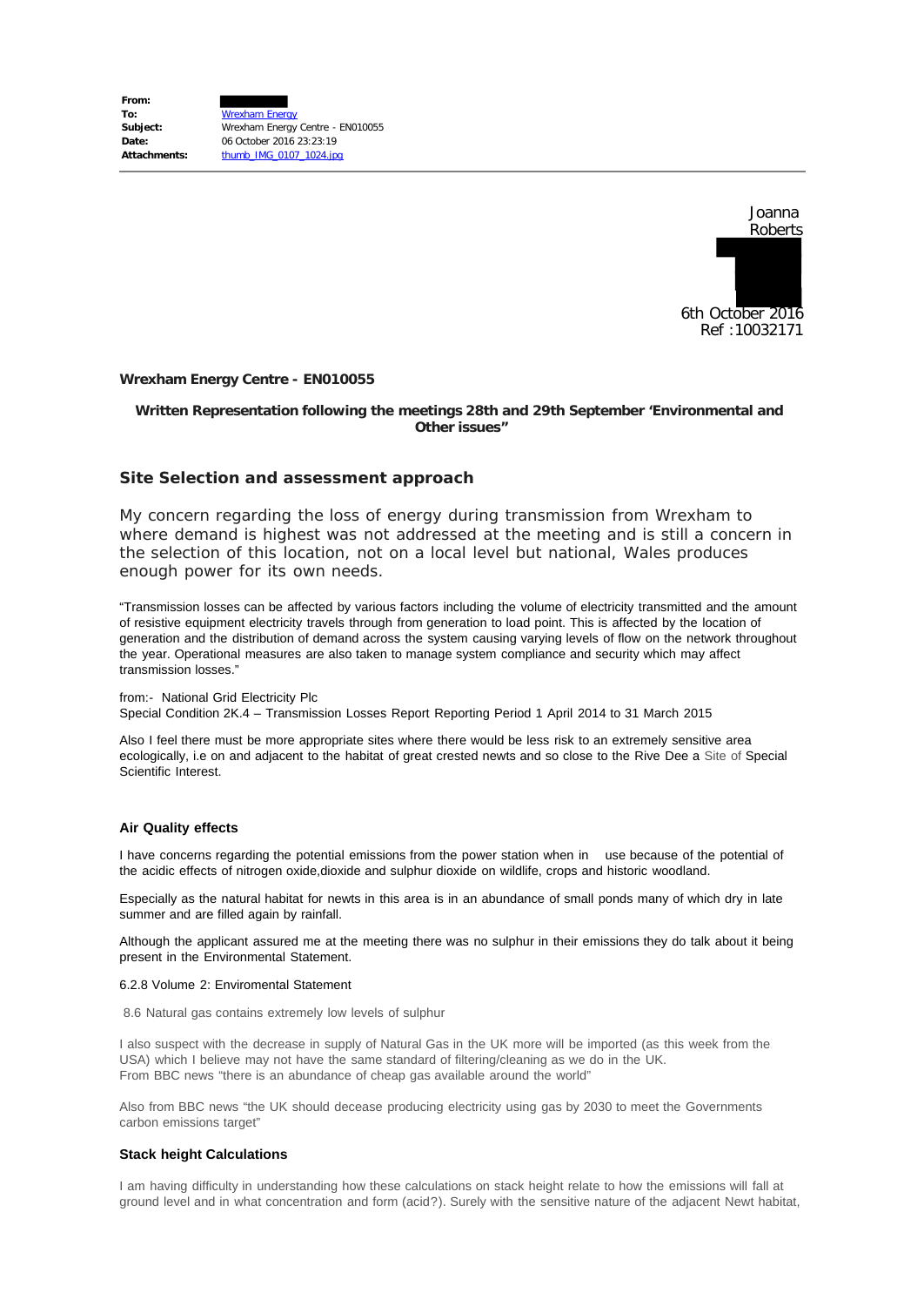| | |
|---|---|
| **From:** | |
| **To:** | Wrexham Energy |
| **Subject:** | Wrexham Energy Centre - EN010055 |
| **Date:** | 06 October 2016 23:23:19 |
| **Attachments:** | thumb_IMG_0107_1024.jpg |

Joanna Roberts

6th October 2016
Ref :10032171

**Wrexham Energy Centre - EN010055**

**Written Representation following the meetings 28th and 29th September 'Environmental and Other issues"**

## Site Selection and assessment approach

My concern regarding the loss of energy during transmission from Wrexham to where demand is highest was not addressed at the meeting and is still a concern in the selection of this location, not on a local level but national, Wales produces enough power for its own needs.

"Transmission losses can be affected by various factors including the volume of electricity transmitted and the amount of resistive equipment electricity travels through from generation to load point. This is affected by the location of generation and the distribution of demand across the system causing varying levels of flow on the network throughout the year. Operational measures are also taken to manage system compliance and security which may affect transmission losses."

from:- National Grid Electricity Plc
Special Condition 2K.4 – Transmission Losses Report Reporting Period 1 April 2014 to 31 March 2015

Also I feel there must be more appropriate sites where there would be less risk to an extremely sensitive area ecologically, i.e on and adjacent to the habitat of great crested newts and so close to the Rive Dee a Site of Special Scientific Interest.

### Air Quality effects

I have concerns regarding the potential emissions from the power station when in use because of the potential of the acidic effects of nitrogen oxide,dioxide and sulphur dioxide on wildlife, crops and historic woodland.

Especially as the natural habitat for newts in this area is in an abundance of small ponds many of which dry in late summer and are filled again by rainfall.

Although the applicant assured me at the meeting there was no sulphur in their emissions they do talk about it being present in the Environmental Statement.

6.2.8 Volume 2: Enviromental Statement

8.6 Natural gas contains extremely low levels of sulphur

I also suspect with the decrease in supply of Natural Gas in the UK more will be imported (as this week from the USA) which I believe may not have the same standard of filtering/cleaning as we do in the UK.
From BBC news "there is an abundance of cheap gas available around the world"

Also from BBC news "the UK should decease producing electricity using gas by 2030 to meet the Governments carbon emissions target"

### Stack height Calculations

I am having difficulty in understanding how these calculations on stack height relate to how the emissions will fall at ground level and in what concentration and form (acid?). Surely with the sensitive nature of the adjacent Newt habitat,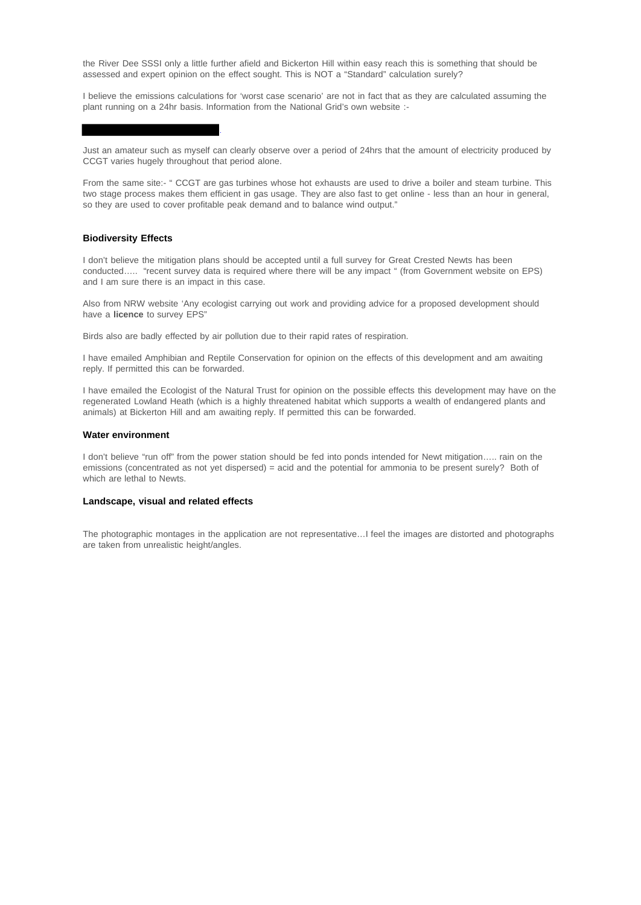the River Dee SSSI only a little further afield and Bickerton Hill within easy reach this is something that should be assessed and expert opinion on the effect sought. This is NOT a "Standard" calculation surely?

I believe the emissions calculations for 'worst case scenario' are not in fact that as they are calculated assuming the plant running on a 24hr basis. Information from the National Grid's own website :-

.

Just an amateur such as myself can clearly observe over a period of 24hrs that the amount of electricity produced by CCGT varies hugely throughout that period alone.

From the same site:- " CCGT are gas turbines whose hot exhausts are used to drive a boiler and steam turbine. This two stage process makes them efficient in gas usage. They are also fast to get online - less than an hour in general, so they are used to cover profitable peak demand and to balance wind output."

### Biodiversity Effects

I don't believe the mitigation plans should be accepted until a full survey for Great Crested Newts has been conducted….. "recent survey data is required where there will be any impact " (from Government website on EPS) and I am sure there is an impact in this case.

Also from NRW website 'Any ecologist carrying out work and providing advice for a proposed development should have a **licence** to survey EPS"

Birds also are badly effected by air pollution due to their rapid rates of respiration.

I have emailed Amphibian and Reptile Conservation for opinion on the effects of this development and am awaiting reply. If permitted this can be forwarded.

I have emailed the Ecologist of the Natural Trust for opinion on the possible effects this development may have on the regenerated Lowland Heath (which is a highly threatened habitat which supports a wealth of endangered plants and animals) at Bickerton Hill and am awaiting reply. If permitted this can be forwarded.

### Water environment

I don't believe "run off" from the power station should be fed into ponds intended for Newt mitigation….. rain on the emissions (concentrated as not yet dispersed) = acid and the potential for ammonia to be present surely? Both of which are lethal to Newts.

### Landscape, visual and related effects

The photographic montages in the application are not representative…I feel the images are distorted and photographs are taken from unrealistic height/angles.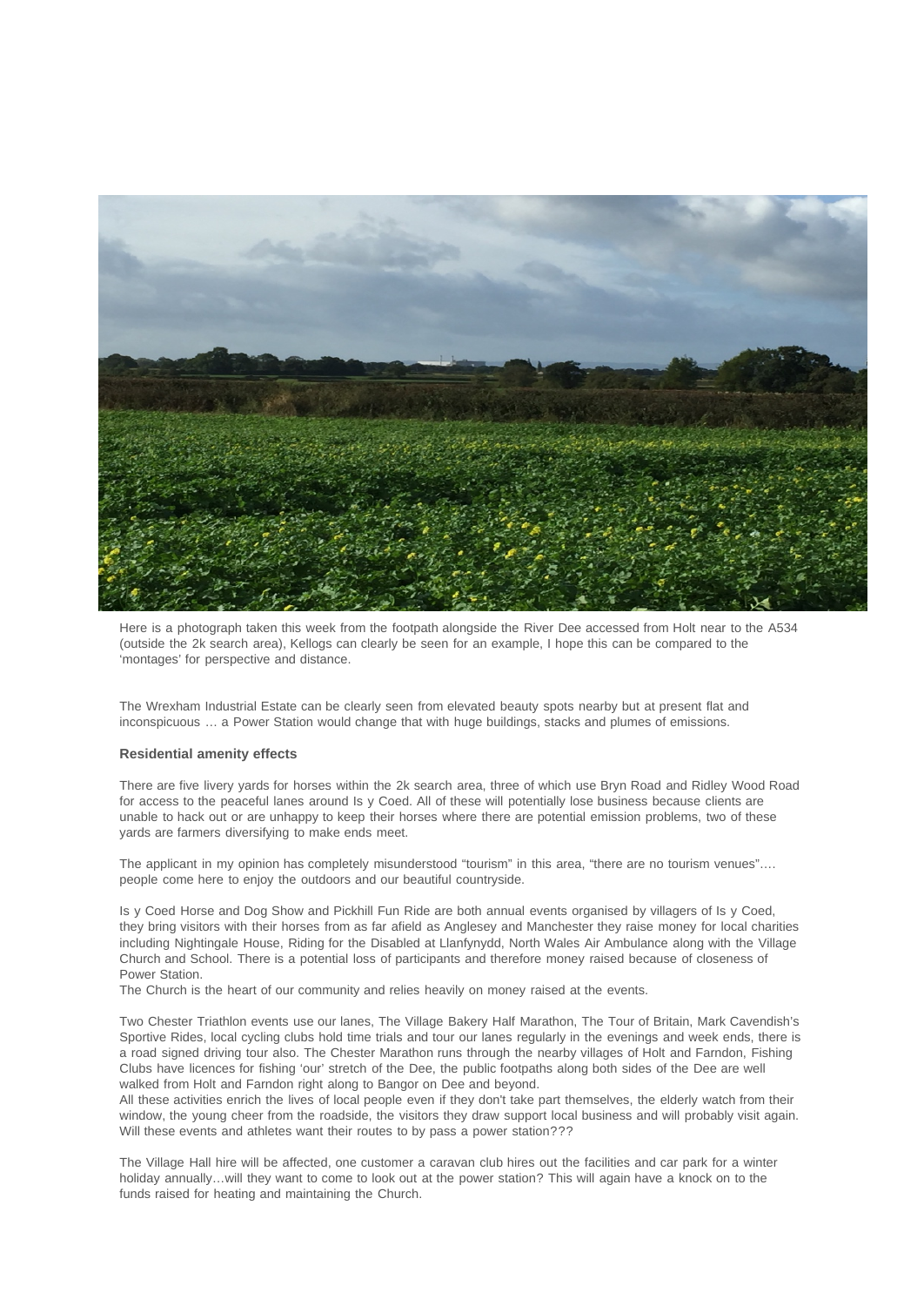Here is a photograph taken this week from the footpath alongside the River Dee accessed from Holt near to the A534 (outside the 2k search area), Kellogs can clearly be seen for an example, I hope this can be compared to the 'montages' for perspective and distance.

The Wrexham Industrial Estate can be clearly seen from elevated beauty spots nearby but at present flat and inconspicuous … a Power Station would change that with huge buildings, stacks and plumes of emissions.

**Residential amenity effects**

There are five livery yards for horses within the 2k search area, three of which use Bryn Road and Ridley Wood Road for access to the peaceful lanes around Is y Coed. All of these will potentially lose business because clients are unable to hack out or are unhappy to keep their horses where there are potential emission problems, two of these yards are farmers diversifying to make ends meet.

The applicant in my opinion has completely misunderstood "tourism" in this area, "there are no tourism venues"…. people come here to enjoy the outdoors and our beautiful countryside.

Is y Coed Horse and Dog Show and Pickhill Fun Ride are both annual events organised by villagers of Is y Coed, they bring visitors with their horses from as far afield as Anglesey and Manchester they raise money for local charities including Nightingale House, Riding for the Disabled at Llanfynydd, North Wales Air Ambulance along with the Village Church and School. There is a potential loss of participants and therefore money raised because of closeness of Power Station.

The Church is the heart of our community and relies heavily on money raised at the events.

Two Chester Triathlon events use our lanes, The Village Bakery Half Marathon, The Tour of Britain, Mark Cavendish's Sportive Rides, local cycling clubs hold time trials and tour our lanes regularly in the evenings and week ends, there is a road signed driving tour also. The Chester Marathon runs through the nearby villages of Holt and Farndon, Fishing Clubs have licences for fishing 'our' stretch of the Dee, the public footpaths along both sides of the Dee are well walked from Holt and Farndon right along to Bangor on Dee and beyond.

All these activities enrich the lives of local people even if they don't take part themselves, the elderly watch from their window, the young cheer from the roadside, the visitors they draw support local business and will probably visit again. Will these events and athletes want their routes to by pass a power station???

The Village Hall hire will be affected, one customer a caravan club hires out the facilities and car park for a winter holiday annually…will they want to come to look out at the power station? This will again have a knock on to the funds raised for heating and maintaining the Church.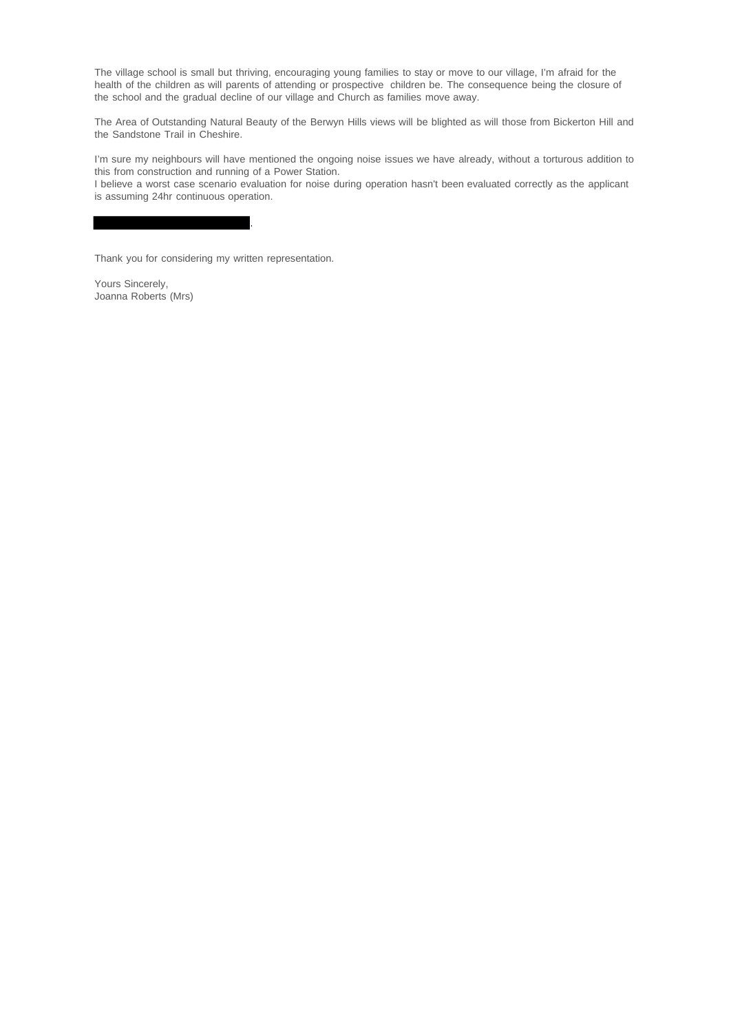The village school is small but thriving, encouraging young families to stay or move to our village, I'm afraid for the health of the children as will parents of attending or prospective children be. The consequence being the closure of the school and the gradual decline of our village and Church as families move away.

The Area of Outstanding Natural Beauty of the Berwyn Hills views will be blighted as will those from Bickerton Hill and the Sandstone Trail in Cheshire.

I'm sure my neighbours will have mentioned the ongoing noise issues we have already, without a torturous addition to this from construction and running of a Power Station.
I believe a worst case scenario evaluation for noise during operation hasn't been evaluated correctly as the applicant is assuming 24hr continuous operation.

Thank you for considering my written representation.

Yours Sincerely,
Joanna Roberts (Mrs)